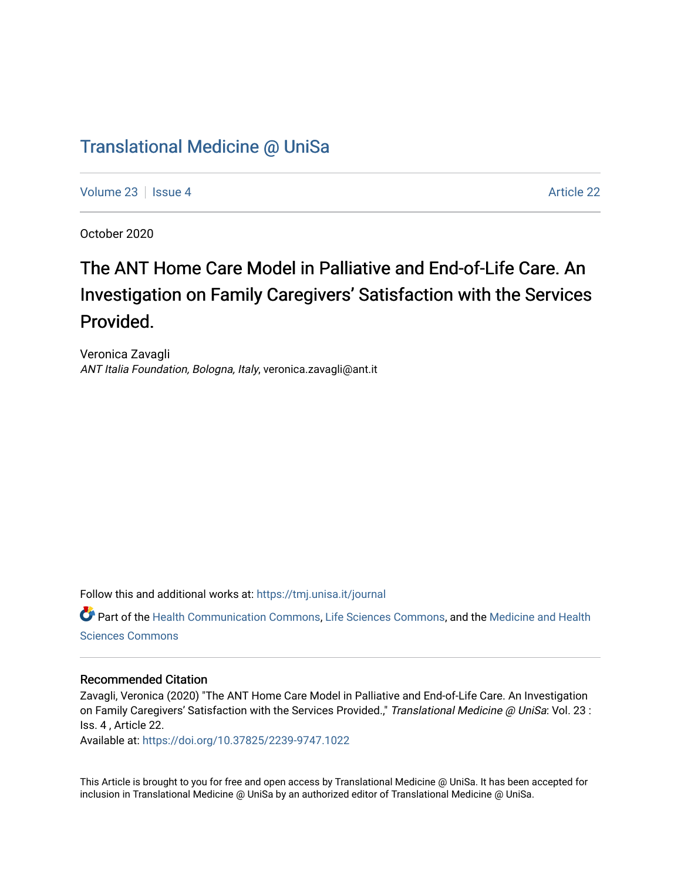# Translational Medicine @ UniSa

Volume 23 | Issue 4 | Article 22

October 2020

## The ANT Home Care Model in Palliative and End-of-Life Care. An Investigation on Family Caregivers' Satisfaction with the Services Provided.

Veronica Zavagli
*ANT Italia Foundation, Bologna, Italy*, veronica.zavagli@ant.it

Follow this and additional works at: https://tmj.unisa.it/journal

Part of the Health Communication Commons, Life Sciences Commons, and the Medicine and Health Sciences Commons

### Recommended Citation

Zavagli, Veronica (2020) "The ANT Home Care Model in Palliative and End-of-Life Care. An Investigation on Family Caregivers' Satisfaction with the Services Provided.," *Translational Medicine @ UniSa*: Vol. 23 : Iss. 4 , Article 22.
Available at: https://doi.org/10.37825/2239-9747.1022

This Article is brought to you for free and open access by Translational Medicine @ UniSa. It has been accepted for inclusion in Translational Medicine @ UniSa by an authorized editor of Translational Medicine @ UniSa.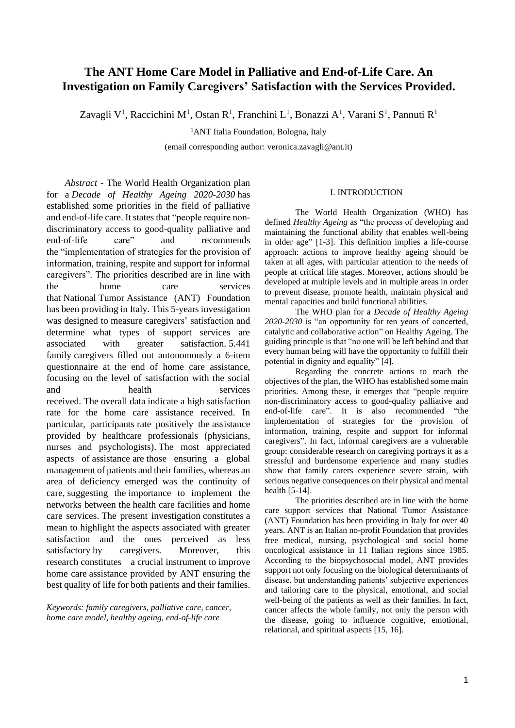# The ANT Home Care Model in Palliative and End-of-Life Care. An Investigation on Family Caregivers' Satisfaction with the Services Provided.

Zavagli V[1], Raccichini M[1], Ostan R[1], Franchini L[1], Bonazzi A[1], Varani S[1], Pannuti R[1]

[1]ANT Italia Foundation, Bologna, Italy

(email corresponding author: veronica.zavagli@ant.it)

*Abstract* - The World Health Organization plan for a *Decade of Healthy Ageing 2020-2030* has established some priorities in the field of palliative and end-of-life care. It states that "people require non-discriminatory access to good-quality palliative and end-of-life care" and recommends the "implementation of strategies for the provision of information, training, respite and support for informal caregivers". The priorities described are in line with the home care services that National Tumor Assistance (ANT) Foundation has been providing in Italy. This 5-years investigation was designed to measure caregivers' satisfaction and determine what types of support services are associated with greater satisfaction. 5.441 family caregivers filled out autonomously a 6-item questionnaire at the end of home care assistance, focusing on the level of satisfaction with the social and health services received. The overall data indicate a high satisfaction rate for the home care assistance received. In particular, participants rate positively the assistance provided by healthcare professionals (physicians, nurses and psychologists). The most appreciated aspects of assistance are those ensuring a global management of patients and their families, whereas an area of deficiency emerged was the continuity of care, suggesting the importance to implement the networks between the health care facilities and home care services. The present investigation constitutes a mean to highlight the aspects associated with greater satisfaction and the ones perceived as less satisfactory by caregivers. Moreover, this research constitutes a crucial instrument to improve home care assistance provided by ANT ensuring the best quality of life for both patients and their families.

*Keywords: family caregivers, palliative care, cancer, home care model, healthy ageing, end-of-life care*

## I. INTRODUCTION

The World Health Organization (WHO) has defined *Healthy Ageing* as "the process of developing and maintaining the functional ability that enables well-being in older age" [1-3]. This definition implies a life-course approach: actions to improve healthy ageing should be taken at all ages, with particular attention to the needs of people at critical life stages. Moreover, actions should be developed at multiple levels and in multiple areas in order to prevent disease, promote health, maintain physical and mental capacities and build functional abilities.

The WHO plan for a *Decade of Healthy Ageing 2020-2030* is "an opportunity for ten years of concerted, catalytic and collaborative action" on Healthy Ageing. The guiding principle is that "no one will be left behind and that every human being will have the opportunity to fulfill their potential in dignity and equality" [4].

Regarding the concrete actions to reach the objectives of the plan, the WHO has established some main priorities. Among these, it emerges that "people require non-discriminatory access to good-quality palliative and end-of-life care". It is also recommended "the implementation of strategies for the provision of information, training, respite and support for informal caregivers". In fact, informal caregivers are a vulnerable group: considerable research on caregiving portrays it as a stressful and burdensome experience and many studies show that family carers experience severe strain, with serious negative consequences on their physical and mental health [5-14].

The priorities described are in line with the home care support services that National Tumor Assistance (ANT) Foundation has been providing in Italy for over 40 years. ANT is an Italian no-profit Foundation that provides free medical, nursing, psychological and social home oncological assistance in 11 Italian regions since 1985. According to the biopsychosocial model, ANT provides support not only focusing on the biological determinants of disease, but understanding patients' subjective experiences and tailoring care to the physical, emotional, and social well-being of the patients as well as their families. In fact, cancer affects the whole family, not only the person with the disease, going to influence cognitive, emotional, relational, and spiritual aspects [15, 16].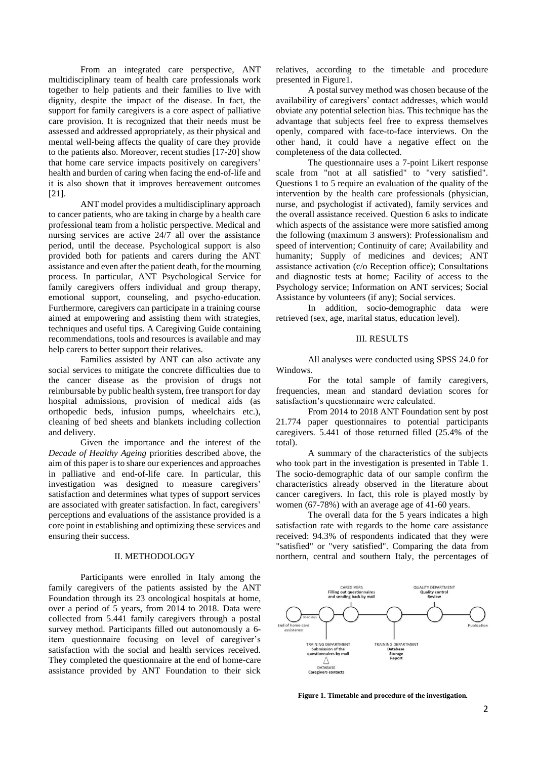From an integrated care perspective, ANT multidisciplinary team of health care professionals work together to help patients and their families to live with dignity, despite the impact of the disease. In fact, the support for family caregivers is a core aspect of palliative care provision. It is recognized that their needs must be assessed and addressed appropriately, as their physical and mental well-being affects the quality of care they provide to the patients also. Moreover, recent studies [17-20] show that home care service impacts positively on caregivers' health and burden of caring when facing the end-of-life and it is also shown that it improves bereavement outcomes [21].

ANT model provides a multidisciplinary approach to cancer patients, who are taking in charge by a health care professional team from a holistic perspective. Medical and nursing services are active 24/7 all over the assistance period, until the decease. Psychological support is also provided both for patients and carers during the ANT assistance and even after the patient death, for the mourning process. In particular, ANT Psychological Service for family caregivers offers individual and group therapy, emotional support, counseling, and psycho-education. Furthermore, caregivers can participate in a training course aimed at empowering and assisting them with strategies, techniques and useful tips. A Caregiving Guide containing recommendations, tools and resources is available and may help carers to better support their relatives.

Families assisted by ANT can also activate any social services to mitigate the concrete difficulties due to the cancer disease as the provision of drugs not reimbursable by public health system, free transport for day hospital admissions, provision of medical aids (as orthopedic beds, infusion pumps, wheelchairs etc.), cleaning of bed sheets and blankets including collection and delivery.

Given the importance and the interest of the *Decade of Healthy Ageing* priorities described above, the aim of this paper is to share our experiences and approaches in palliative and end-of-life care. In particular, this investigation was designed to measure caregivers' satisfaction and determines what types of support services are associated with greater satisfaction. In fact, caregivers' perceptions and evaluations of the assistance provided is a core point in establishing and optimizing these services and ensuring their success.

## II. METHODOLOGY

Participants were enrolled in Italy among the family caregivers of the patients assisted by the ANT Foundation through its 23 oncological hospitals at home, over a period of 5 years, from 2014 to 2018. Data were collected from 5.441 family caregivers through a postal survey method. Participants filled out autonomously a 6-item questionnaire focusing on level of caregiver's satisfaction with the social and health services received. They completed the questionnaire at the end of home-care assistance provided by ANT Foundation to their sick relatives, according to the timetable and procedure presented in Figure1.

A postal survey method was chosen because of the availability of caregivers' contact addresses, which would obviate any potential selection bias. This technique has the advantage that subjects feel free to express themselves openly, compared with face-to-face interviews. On the other hand, it could have a negative effect on the completeness of the data collected.

The questionnaire uses a 7-point Likert response scale from "not at all satisfied" to "very satisfied". Questions 1 to 5 require an evaluation of the quality of the intervention by the health care professionals (physician, nurse, and psychologist if activated), family services and the overall assistance received. Question 6 asks to indicate which aspects of the assistance were more satisfied among the following (maximum 3 answers): Professionalism and speed of intervention; Continuity of care; Availability and humanity; Supply of medicines and devices; ANT assistance activation (c/o Reception office); Consultations and diagnostic tests at home; Facility of access to the Psychology service; Information on ANT services; Social Assistance by volunteers (if any); Social services.

In addition, socio-demographic data were retrieved (sex, age, marital status, education level).

## III. RESULTS

All analyses were conducted using SPSS 24.0 for Windows.

For the total sample of family caregivers, frequencies, mean and standard deviation scores for satisfaction's questionnaire were calculated.

From 2014 to 2018 ANT Foundation sent by post 21.774 paper questionnaires to potential participants caregivers. 5.441 of those returned filled (25.4% of the total).

A summary of the characteristics of the subjects who took part in the investigation is presented in Table 1. The socio-demographic data of our sample confirm the characteristics already observed in the literature about cancer caregivers. In fact, this role is played mostly by women (67-78%) with an average age of 41-60 years.

The overall data for the 5 years indicates a high satisfaction rate with regards to the home care assistance received: 94.3% of respondents indicated that they were "satisfied" or "very satisfied". Comparing the data from northern, central and southern Italy, the percentages of

**Figure 1. Timetable and procedure of the investigation.**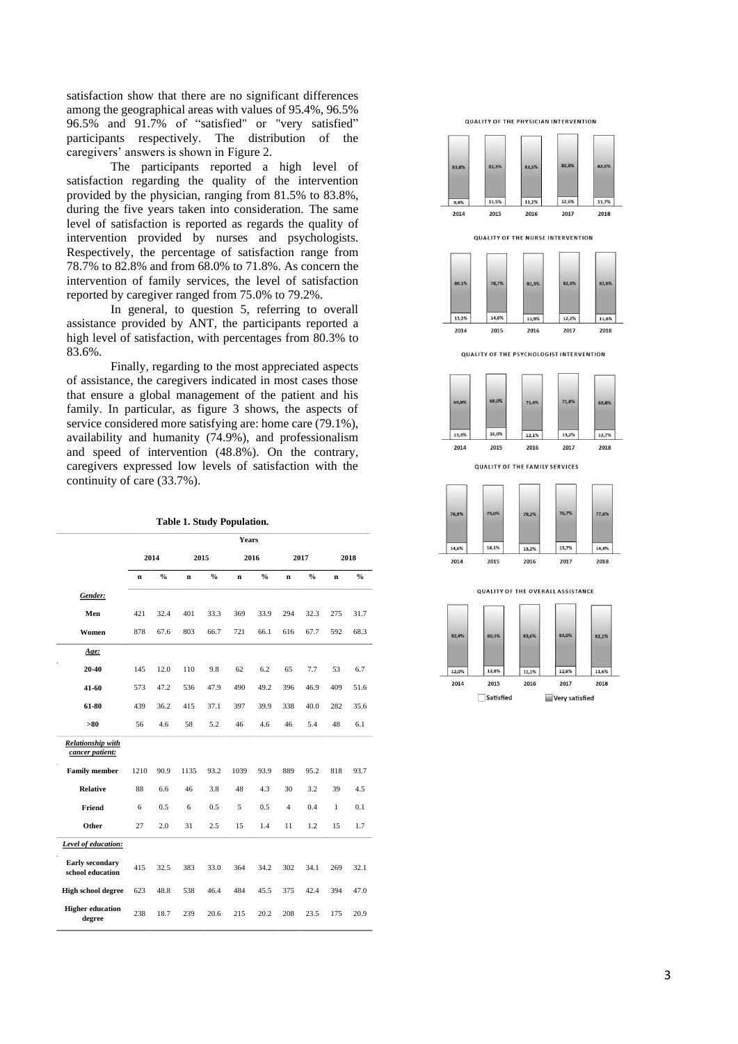satisfaction show that there are no significant differences among the geographical areas with values of 95.4%, 96.5% 96.5% and 91.7% of "satisfied" or "very satisfied" participants respectively. The distribution of the caregivers' answers is shown in Figure 2.

The participants reported a high level of satisfaction regarding the quality of the intervention provided by the physician, ranging from 81.5% to 83.8%, during the five years taken into consideration. The same level of satisfaction is reported as regards the quality of intervention provided by nurses and psychologists. Respectively, the percentage of satisfaction range from 78.7% to 82.8% and from 68.0% to 71.8%. As concern the intervention of family services, the level of satisfaction reported by caregiver ranged from 75.0% to 79.2%.

In general, to question 5, referring to overall assistance provided by ANT, the participants reported a high level of satisfaction, with percentages from 80.3% to 83.6%.

Finally, regarding to the most appreciated aspects of assistance, the caregivers indicated in most cases those that ensure a global management of the patient and his family. In particular, as figure 3 shows, the aspects of service considered more satisfying are: home care (79.1%), availability and humanity (74.9%), and professionalism and speed of intervention (48.8%). On the contrary, caregivers expressed low levels of satisfaction with the continuity of care (33.7%).

**Table 1. Study Population.**

| | Years | | | | | | | | | |
|---|---|---|---|---|---|---|---|---|---|---|
| | 2014 | | 2015 | | 2016 | | 2017 | | 2018 | |
| | n | % | n | % | n | % | n | % | n | % |
| ***Gender:*** | | | | | | | | | | |
| **Men** | 421 | 32.4 | 401 | 33.3 | 369 | 33.9 | 294 | 32.3 | 275 | 31.7 |
| **Women** | 878 | 67.6 | 803 | 66.7 | 721 | 66.1 | 616 | 67.7 | 592 | 68.3 |
| ***Age:*** | | | | | | | | | | |
| **20-40** | 145 | 12.0 | 110 | 9.8 | 62 | 6.2 | 65 | 7.7 | 53 | 6.7 |
| **41-60** | 573 | 47.2 | 536 | 47.9 | 490 | 49.2 | 396 | 46.9 | 409 | 51.6 |
| **61-80** | 439 | 36.2 | 415 | 37.1 | 397 | 39.9 | 338 | 40.0 | 282 | 35.6 |
| **>80** | 56 | 4.6 | 58 | 5.2 | 46 | 4.6 | 46 | 5.4 | 48 | 6.1 |
| ***Relationship with cancer patient:*** | | | | | | | | | | |
| **Family member** | 1210 | 90.9 | 1135 | 93.2 | 1039 | 93.9 | 889 | 95.2 | 818 | 93.7 |
| **Relative** | 88 | 6.6 | 46 | 3.8 | 48 | 4.3 | 30 | 3.2 | 39 | 4.5 |
| **Friend** | 6 | 0.5 | 6 | 0.5 | 5 | 0.5 | 4 | 0.4 | 1 | 0.1 |
| **Other** | 27 | 2.0 | 31 | 2.5 | 15 | 1.4 | 11 | 1.2 | 15 | 1.7 |
| ***Level of education:*** | | | | | | | | | | |
| **Early secondary school education** | 415 | 32.5 | 383 | 33.0 | 364 | 34.2 | 302 | 34.1 | 269 | 32.1 |
| **High school degree** | 623 | 48.8 | 538 | 46.4 | 484 | 45.5 | 375 | 42.4 | 394 | 47.0 |
| **Higher education degree** | 238 | 18.7 | 239 | 20.6 | 215 | 20.2 | 208 | 23.5 | 175 | 20.9 |

QUALITY OF THE PHYSICIAN INTERVENTION

| | 2014 | 2015 | 2016 | 2017 | 2018 |
|---|---|---|---|---|---|
| Satisfied | 83,8% | 82,3% | 81,5% | 82,8% | 82,6% |
| Very satisfied | 9,8% | 11,5% | 11,2% | 12,6% | 11,7% |

QUALITY OF THE NURSE INTERVENTION

| | 2014 | 2015 | 2016 | 2017 | 2018 |
|---|---|---|---|---|---|
| Satisfied | 80,1% | 78,7% | 81,3% | 82,3% | 82,8% |
| Very satisfied | 13,2% | 14,0% | 11,9% | 12,2% | 11,8% |

QUALITY OF THE PSYCHOLOGIST INTERVENTION

| | 2014 | 2015 | 2016 | 2017 | 2018 |
|---|---|---|---|---|---|
| Satisfied | 69,8% | 68,0% | 71,4% | 71,8% | 69,8% |
| Very satisfied | 13,9% | 16,0% | 12,1% | 13,2% | 12,7% |

QUALITY OF THE FAMILY SERVICES

| | 2014 | 2015 | 2016 | 2017 | 2018 |
|---|---|---|---|---|---|
| Satisfied | 76,9% | 75,0% | 79,2% | 76,7% | 77,6% |
| Very satisfied | 14,6% | 16,1% | 13,2% | 15,7% | 14,4% |

QUALITY OF THE OVERALL ASSISTANCE

| | 2014 | 2015 | 2016 | 2017 | 2018 |
|---|---|---|---|---|---|
| Satisfied | 82,4% | 80,3% | 83,6% | 83,0% | 82,2% |
| Very satisfied | 12,0% | 12,8% | 11,1% | 12,6% | 11,6% |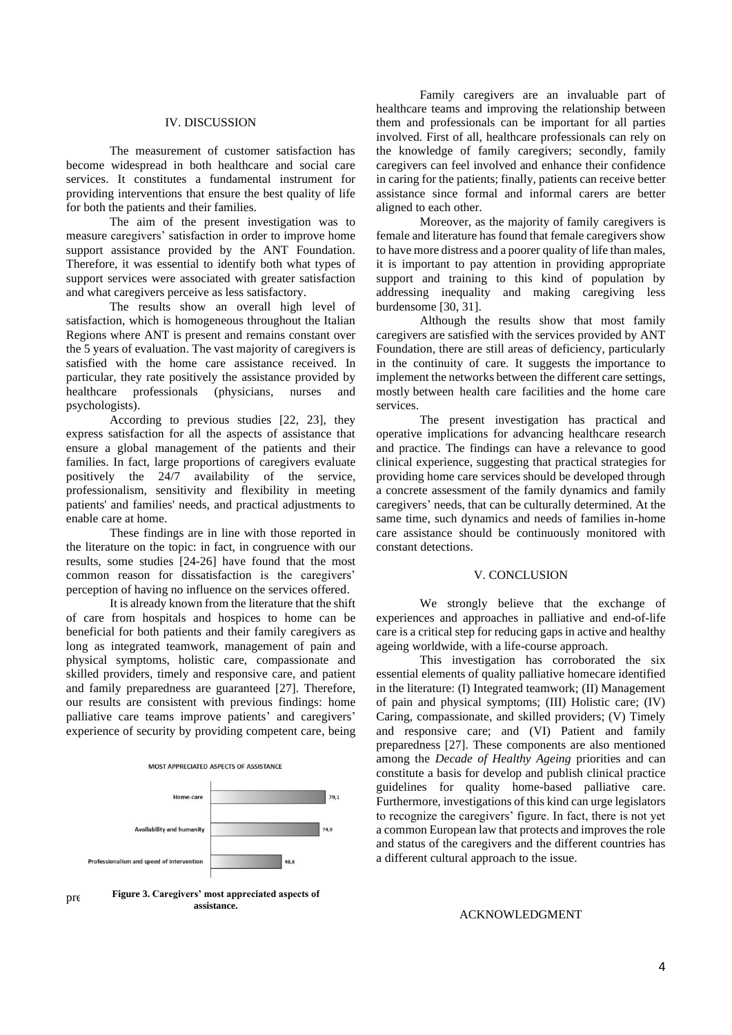## IV. DISCUSSION

The measurement of customer satisfaction has become widespread in both healthcare and social care services. It constitutes a fundamental instrument for providing interventions that ensure the best quality of life for both the patients and their families.

The aim of the present investigation was to measure caregivers' satisfaction in order to improve home support assistance provided by the ANT Foundation. Therefore, it was essential to identify both what types of support services were associated with greater satisfaction and what caregivers perceive as less satisfactory.

The results show an overall high level of satisfaction, which is homogeneous throughout the Italian Regions where ANT is present and remains constant over the 5 years of evaluation. The vast majority of caregivers is satisfied with the home care assistance received. In particular, they rate positively the assistance provided by healthcare professionals (physicians, nurses and psychologists).

According to previous studies [22, 23], they express satisfaction for all the aspects of assistance that ensure a global management of the patients and their families. In fact, large proportions of caregivers evaluate positively the 24/7 availability of the service, professionalism, sensitivity and flexibility in meeting patients' and families' needs, and practical adjustments to enable care at home.

These findings are in line with those reported in the literature on the topic: in fact, in congruence with our results, some studies [24-26] have found that the most common reason for dissatisfaction is the caregivers' perception of having no influence on the services offered.

It is already known from the literature that the shift of care from hospitals and hospices to home can be beneficial for both patients and their family caregivers as long as integrated teamwork, management of pain and physical symptoms, holistic care, compassionate and skilled providers, timely and responsive care, and patient and family preparedness are guaranteed [27]. Therefore, our results are consistent with previous findings: home palliative care teams improve patients' and caregivers' experience of security by providing competent care, being pre

MOST APPRECIATED ASPECTS OF ASSISTANCE

| Aspect | Value |
| --- | --- |
| Home-care | 79,1 |
| Availability and humanity | 74,9 |
| Professionalism and speed of intervention | 48,8 |

**Figure 3. Caregivers' most appreciated aspects of assistance.**

Family caregivers are an invaluable part of healthcare teams and improving the relationship between them and professionals can be important for all parties involved. First of all, healthcare professionals can rely on the knowledge of family caregivers; secondly, family caregivers can feel involved and enhance their confidence in caring for the patients; finally, patients can receive better assistance since formal and informal carers are better aligned to each other.

Moreover, as the majority of family caregivers is female and literature has found that female caregivers show to have more distress and a poorer quality of life than males, it is important to pay attention in providing appropriate support and training to this kind of population by addressing inequality and making caregiving less burdensome [30, 31].

Although the results show that most family caregivers are satisfied with the services provided by ANT Foundation, there are still areas of deficiency, particularly in the continuity of care. It suggests the importance to implement the networks between the different care settings, mostly between health care facilities and the home care services.

The present investigation has practical and operative implications for advancing healthcare research and practice. The findings can have a relevance to good clinical experience, suggesting that practical strategies for providing home care services should be developed through a concrete assessment of the family dynamics and family caregivers' needs, that can be culturally determined. At the same time, such dynamics and needs of families in-home care assistance should be continuously monitored with constant detections.

## V. CONCLUSION

We strongly believe that the exchange of experiences and approaches in palliative and end-of-life care is a critical step for reducing gaps in active and healthy ageing worldwide, with a life-course approach.

This investigation has corroborated the six essential elements of quality palliative homecare identified in the literature: (I) Integrated teamwork; (II) Management of pain and physical symptoms; (III) Holistic care; (IV) Caring, compassionate, and skilled providers; (V) Timely and responsive care; and (VI) Patient and family preparedness [27]. These components are also mentioned among the *Decade of Healthy Ageing* priorities and can constitute a basis for develop and publish clinical practice guidelines for quality home-based palliative care. Furthermore, investigations of this kind can urge legislators to recognize the caregivers' figure. In fact, there is not yet a common European law that protects and improves the role and status of the caregivers and the different countries has a different cultural approach to the issue.

## ACKNOWLEDGMENT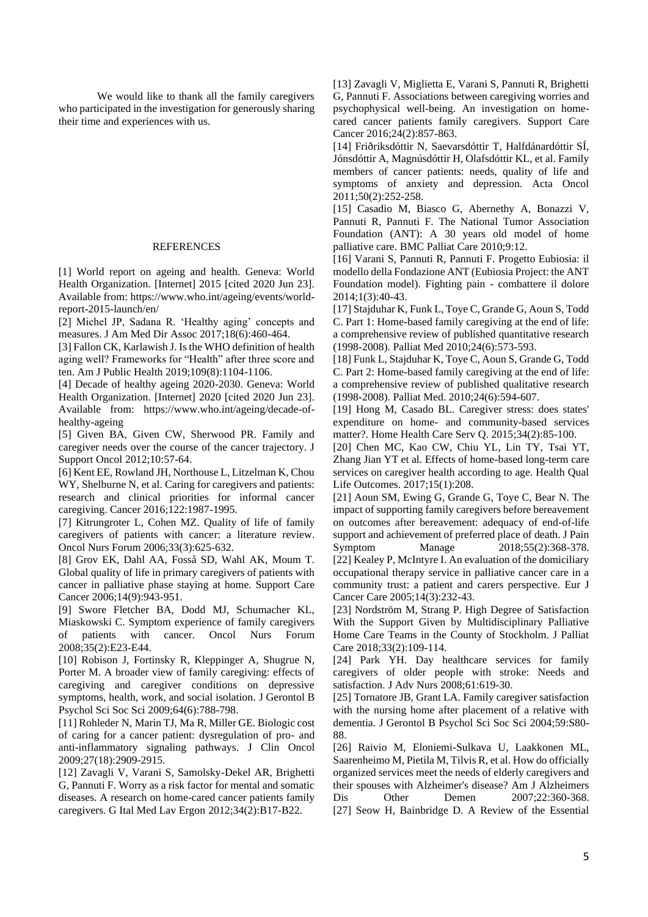We would like to thank all the family caregivers who participated in the investigation for generously sharing their time and experiences with us.

## REFERENCES

[1] World report on ageing and health. Geneva: World Health Organization. [Internet] 2015 [cited 2020 Jun 23]. Available from: https://www.who.int/ageing/events/world-report-2015-launch/en/

[2] Michel JP, Sadana R. 'Healthy aging' concepts and measures. J Am Med Dir Assoc 2017;18(6):460-464.

[3] Fallon CK, Karlawish J. Is the WHO definition of health aging well? Frameworks for "Health" after three score and ten. Am J Public Health 2019;109(8):1104-1106.

[4] Decade of healthy ageing 2020-2030. Geneva: World Health Organization. [Internet] 2020 [cited 2020 Jun 23]. Available from: https://www.who.int/ageing/decade-of-healthy-ageing

[5] Given BA, Given CW, Sherwood PR. Family and caregiver needs over the course of the cancer trajectory. J Support Oncol 2012;10:57-64.

[6] Kent EE, Rowland JH, Northouse L, Litzelman K, Chou WY, Shelburne N, et al. Caring for caregivers and patients: research and clinical priorities for informal cancer caregiving. Cancer 2016;122:1987-1995.

[7] Kitrungroter L, Cohen MZ. Quality of life of family caregivers of patients with cancer: a literature review. Oncol Nurs Forum 2006;33(3):625-632.

[8] Grov EK, Dahl AA, Fosså SD, Wahl AK, Moum T. Global quality of life in primary caregivers of patients with cancer in palliative phase staying at home. Support Care Cancer 2006;14(9):943-951.

[9] Swore Fletcher BA, Dodd MJ, Schumacher KL, Miaskowski C. Symptom experience of family caregivers of patients with cancer. Oncol Nurs Forum 2008;35(2):E23-E44.

[10] Robison J, Fortinsky R, Kleppinger A, Shugrue N, Porter M. A broader view of family caregiving: effects of caregiving and caregiver conditions on depressive symptoms, health, work, and social isolation. J Gerontol B Psychol Sci Soc Sci 2009;64(6):788-798.

[11] Rohleder N, Marin TJ, Ma R, Miller GE. Biologic cost of caring for a cancer patient: dysregulation of pro- and anti-inflammatory signaling pathways. J Clin Oncol 2009;27(18):2909-2915.

[12] Zavagli V, Varani S, Samolsky-Dekel AR, Brighetti G, Pannuti F. Worry as a risk factor for mental and somatic diseases. A research on home-cared cancer patients family caregivers. G Ital Med Lav Ergon 2012;34(2):B17-B22.

[13] Zavagli V, Miglietta E, Varani S, Pannuti R, Brighetti G, Pannuti F. Associations between caregiving worries and psychophysical well-being. An investigation on home-cared cancer patients family caregivers. Support Care Cancer 2016;24(2):857-863.

[14] Friðriksdóttir N, Saevarsdóttir T, Halfdánardóttir SÍ, Jónsdóttir A, Magnúsdóttir H, Olafsdóttir KL, et al. Family members of cancer patients: needs, quality of life and symptoms of anxiety and depression. Acta Oncol 2011;50(2):252-258.

[15] Casadio M, Biasco G, Abernethy A, Bonazzi V, Pannuti R, Pannuti F. The National Tumor Association Foundation (ANT): A 30 years old model of home palliative care. BMC Palliat Care 2010;9:12.

[16] Varani S, Pannuti R, Pannuti F. Progetto Eubiosia: il modello della Fondazione ANT (Eubiosia Project: the ANT Foundation model). Fighting pain - combattere il dolore 2014;1(3):40-43.

[17] Stajduhar K, Funk L, Toye C, Grande G, Aoun S, Todd C. Part 1: Home-based family caregiving at the end of life: a comprehensive review of published quantitative research (1998-2008). Palliat Med 2010;24(6):573-593.

[18] Funk L, Stajduhar K, Toye C, Aoun S, Grande G, Todd C. Part 2: Home-based family caregiving at the end of life: a comprehensive review of published qualitative research (1998-2008). Palliat Med. 2010;24(6):594-607.

[19] Hong M, Casado BL. Caregiver stress: does states' expenditure on home- and community-based services matter?. Home Health Care Serv Q. 2015;34(2):85-100.

[20] Chen MC, Kao CW, Chiu YL, Lin TY, Tsai YT, Zhang Jian YT et al. Effects of home-based long-term care services on caregiver health according to age. Health Qual Life Outcomes. 2017;15(1):208.

[21] Aoun SM, Ewing G, Grande G, Toye C, Bear N. The impact of supporting family caregivers before bereavement on outcomes after bereavement: adequacy of end-of-life support and achievement of preferred place of death. J Pain Symptom Manage 2018;55(2):368-378.

[22] Kealey P, McIntyre I. An evaluation of the domiciliary occupational therapy service in palliative cancer care in a community trust: a patient and carers perspective. Eur J Cancer Care 2005;14(3):232-43.

[23] Nordström M, Strang P. High Degree of Satisfaction With the Support Given by Multidisciplinary Palliative Home Care Teams in the County of Stockholm. J Palliat Care 2018;33(2):109-114.

[24] Park YH. Day healthcare services for family caregivers of older people with stroke: Needs and satisfaction. J Adv Nurs 2008;61:619-30.

[25] Tornatore JB, Grant LA. Family caregiver satisfaction with the nursing home after placement of a relative with dementia. J Gerontol B Psychol Sci Soc Sci 2004;59:S80-88.

[26] Raivio M, Eloniemi-Sulkava U, Laakkonen ML, Saarenheimo M, Pietila M, Tilvis R, et al. How do officially organized services meet the needs of elderly caregivers and their spouses with Alzheimer's disease? Am J Alzheimers Dis Other Demen 2007;22:360-368.

[27] Seow H, Bainbridge D. A Review of the Essential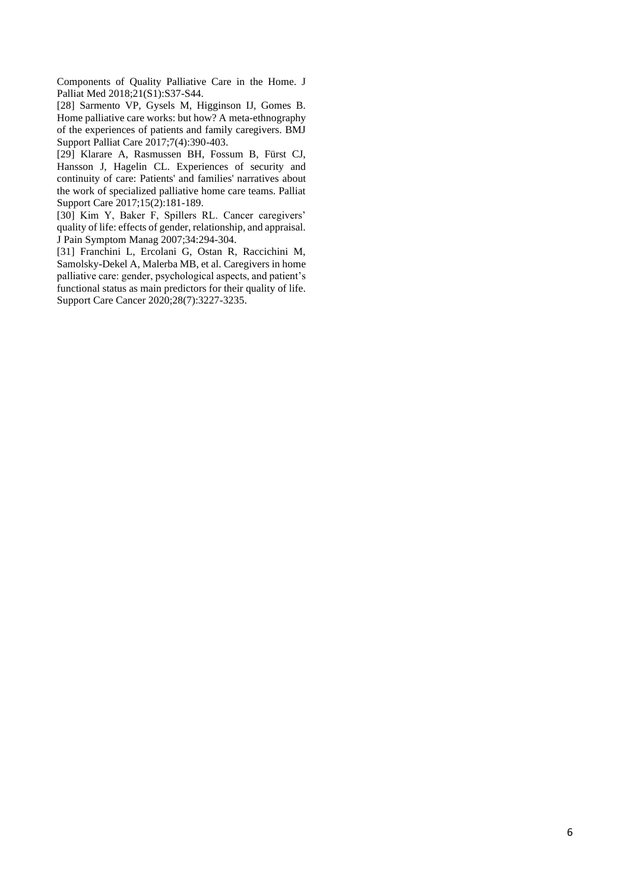Components of Quality Palliative Care in the Home. J Palliat Med 2018;21(S1):S37-S44.

[28] Sarmento VP, Gysels M, Higginson IJ, Gomes B. Home palliative care works: but how? A meta-ethnography of the experiences of patients and family caregivers. BMJ Support Palliat Care 2017;7(4):390-403.

[29] Klarare A, Rasmussen BH, Fossum B, Fürst CJ, Hansson J, Hagelin CL. Experiences of security and continuity of care: Patients' and families' narratives about the work of specialized palliative home care teams. Palliat Support Care 2017;15(2):181-189.

[30] Kim Y, Baker F, Spillers RL. Cancer caregivers' quality of life: effects of gender, relationship, and appraisal. J Pain Symptom Manag 2007;34:294-304.

[31] Franchini L, Ercolani G, Ostan R, Raccichini M, Samolsky-Dekel A, Malerba MB, et al. Caregivers in home palliative care: gender, psychological aspects, and patient's functional status as main predictors for their quality of life. Support Care Cancer 2020;28(7):3227-3235.